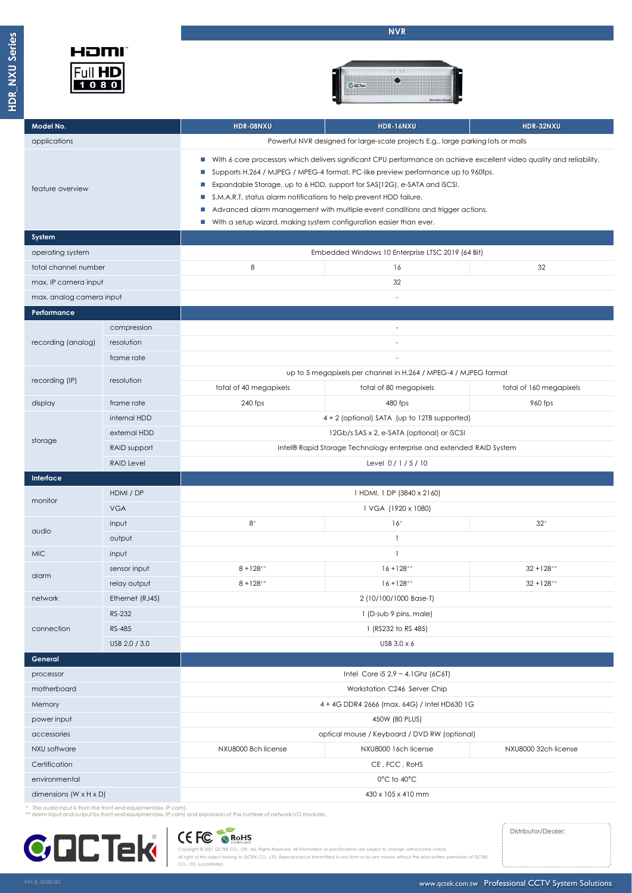# NVR

HDMI Full HD 1080

| Model No. | | HDR-08NXU | HDR-16NXU | HDR-32NXU |
|---|---|---|---|---|
| applications | | Powerful NVR designed for large-scale projects E.g.. large parking lots or malls | | |
| feature overview | | ■ With 6 core processors which delivers significant CPU performance on achieve excellent video quality and reliability.<br>■ Supports H.264 / MJPEG / MPEG-4 format, PC-like preview performance up to 960fps.<br>■ Expandable Storage, up to 6 HDD, support for SAS(12G), e-SATA and iSCSI.<br>■ S.M.A.R.T. status alarm notifications to help prevent HDD failure.<br>■ Advanced alarm management with multiple event conditions and trigger actions.<br>■ With a setup wizard, making system configuration easier than ever. | | |
| **System** | | | | |
| operating system | | Embedded Windows 10 Enterprise LTSC 2019 (64 Bit) | | |
| total channel number | | 8 | 16 | 32 |
| max. IP camera input | | 32 | | |
| max. analog camera input | | - | | |
| **Performance** | | | | |
| recording (analog) | compression | - | | |
| | resolution | - | | |
| | frame rate | - | | |
| recording (IP) | resolution | up to 5 megapixels per channel in H.264 / MPEG-4 / MJPEG format | | |
| | | total of 40 megapixels | total of 80 megapixels | total of 160 megapixels |
| display | frame rate | 240 fps | 480 fps | 960 fps |
| storage | internal HDD | 4 + 2 (optional) SATA (up to 12TB supported) | | |
| | external HDD | 12Gb/s SAS x 2, e-SATA (optional) or iSCSI | | |
| | RAID support | Intel® Rapid Storage Technology enterprise and extended RAID System | | |
| | RAID Level | Level 0 / 1 / 5 / 10 | | |
| **Interface** | | | | |
| monitor | HDMI / DP | 1 HDMI, 1 DP (3840 x 2160) | | |
| | VGA | 1 VGA (1920 x 1080) | | |
| audio | input | 8* | 16* | 32* |
| | output | 1 | | |
| MIC | input | 1 | | |
| alarm | sensor input | 8 +128** | 16 +128** | 32 +128** |
| | relay output | 8 +128** | 16 +128** | 32 +128** |
| network | Ethernet (RJ45) | 2 (10/100/1000 Base-T) | | |
| connection | RS-232 | 1 (D-sub 9 pins, male) | | |
| | RS-485 | 1 (RS232 to RS 485) | | |
| | USB 2.0 / 3.0 | USB 3.0 x 6 | | |
| **General** | | | | |
| processor | | Intel Core i5 2.9 ~ 4.1Ghz (6C6T) | | |
| motherboard | | Workstation C246 Server Chip | | |
| Memory | | 4 + 4G DDR4 2666 (max. 64G) / Intel HD630 1G | | |
| power input | | 450W (80 PLUS) | | |
| accessories | | optical mouse / Keyboard / DVD RW (optional) | | |
| NXU software | | NXU8000 8ch license | NXU8000 16ch license | NXU8000 32ch license |
| Certification | | CE , FCC , RoHS | | |
| environmental | | 0°C to 40°C | | |
| dimensions (W x H x D) | | 430 x 105 x 410 mm | | |

\* The audio input is from the front-end equipment(ex. IP cam).
\*\* Alarm input and output by front-end equipment(ex. IP cam) and expansion of the number of network I/O modules.

QCTek®

CE FC RoHS COMPLIANT

Copyright © 2021 QCTEK CO., LTD. ALL Rights Reserved. All information or specifications are subject to change without prior notice.
All right of this object belong to QCTEK CO., LTD. Reproduced or transmitted in any form or by any means without the prior written permission of QCTEK CO., LTD. is prohibited.

Distributor/Dealer:

VA1.0_2020-Q2

www.qctek.com.tw Professional CCTV System Solutions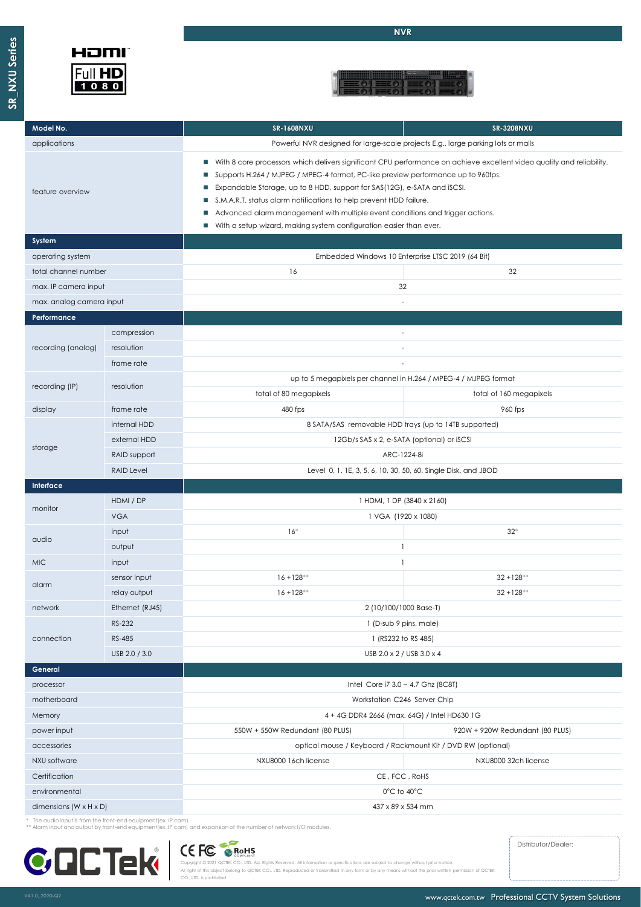# NVR

| Model No. | | SR-1608NXU | SR-3208NXU |
|---|---|---|---|
| applications | | Powerful NVR designed for large-scale projects E.g.. large parking lots or malls | |
| feature overview | | ■ With 8 core processors which delivers significant CPU performance on achieve excellent video quality and reliability.<br>■ Supports H.264 / MJPEG / MPEG-4 format, PC-like preview performance up to 960fps.<br>■ Expandable Storage, up to 8 HDD, support for SAS(12G), e-SATA and iSCSI.<br>■ S.M.A.R.T. status alarm notifications to help prevent HDD failure.<br>■ Advanced alarm management with multiple event conditions and trigger actions.<br>■ With a setup wizard, making system configuration easier than ever. | |
| **System** | | | |
| operating system | | Embedded Windows 10 Enterprise LTSC 2019 (64 Bit) | |
| total channel number | | 16 | 32 |
| max. IP camera input | | 32 | |
| max. analog camera input | | - | |
| **Performance** | | | |
| recording (analog) | compression | - | |
| | resolution | - | |
| | frame rate | - | |
| recording (IP) | resolution | up to 5 megapixels per channel in H.264 / MPEG-4 / MJPEG format | |
| | | total of 80 megapixels | total of 160 megapixels |
| display | frame rate | 480 fps | 960 fps |
| storage | internal HDD | 8 SATA/SAS removable HDD trays (up to 14TB supported) | |
| | external HDD | 12Gb/s SAS x 2, e-SATA (optional) or iSCSI | |
| | RAID support | ARC-1224-8i | |
| | RAID Level | Level 0, 1, 1E, 3, 5, 6, 10, 30, 50, 60, Single Disk, and JBOD | |
| **Interface** | | | |
| monitor | HDMI / DP | 1 HDMI, 1 DP (3840 x 2160) | |
| | VGA | 1 VGA (1920 x 1080) | |
| audio | input | 16* | 32* |
| | output | 1 | |
| MIC | input | 1 | |
| alarm | sensor input | 16 +128** | 32 +128** |
| | relay output | 16 +128** | 32 +128** |
| network | Ethernet (RJ45) | 2 (10/100/1000 Base-T) | |
| connection | RS-232 | 1 (D-sub 9 pins, male) | |
| | RS-485 | 1 (RS232 to RS 485) | |
| | USB 2.0 / 3.0 | USB 2.0 x 2 / USB 3.0 x 4 | |
| **General** | | | |
| processor | | Intel Core i7 3.0 ~ 4.7 Ghz (8C8T) | |
| motherboard | | Workstation C246 Server Chip | |
| Memory | | 4 + 4G DDR4 2666 (max. 64G) / Intel HD630 1G | |
| power input | | 550W + 550W Redundant (80 PLUS) | 920W + 920W Redundant (80 PLUS) |
| accessories | | optical mouse / Keyboard / Rackmount Kit / DVD RW (optional) | |
| NXU software | | NXU8000 16ch license | NXU8000 32ch license |
| Certification | | CE , FCC , RoHS | |
| environmental | | 0°C to 40°C | |
| dimensions (W x H x D) | | 437 x 89 x 534 mm | |

\* The audio input is from the front-end equipment(ex. IP cam).
** Alarm input and output by front-end equipment(ex. IP cam) and expansion of the number of network I/O modules.

Copyright © 2021 QCTEK CO., LTD. ALL Rights Reserved. All information or specifications are subject to change without prior notice.
All right of this object belong to QCTEK CO., LTD. Reproduced or transmitted in any form or by any means without the prior written permission of QCTEK CO., LTD. is prohibited.

Distributor/Dealer:

VA1.0_2020-Q2

www.qctek.com.tw Professional CCTV System Solutions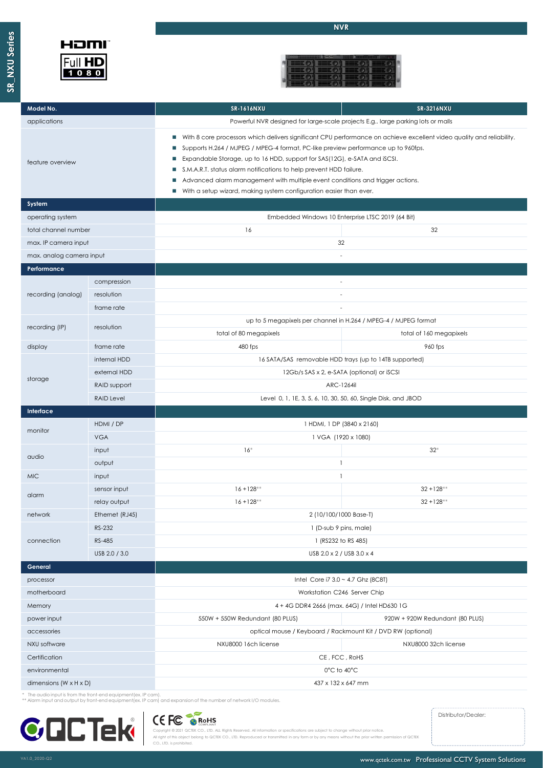SR_NXU Series

HDMI Full HD 1080

## NVR

| Model No. | | SR-1616NXU | SR-3216NXU |
|---|---|---|---|
| applications | | Powerful NVR designed for large-scale projects E.g.. large parking lots or malls | |
| feature overview | | ■ With 8 core processors which delivers significant CPU performance on achieve excellent video quality and reliability.<br>■ Supports H.264 / MJPEG / MPEG-4 format, PC-like preview performance up to 960fps.<br>■ Expandable Storage, up to 16 HDD, support for SAS(12G), e-SATA and iSCSI.<br>■ S.M.A.R.T. status alarm notifications to help prevent HDD failure.<br>■ Advanced alarm management with multiple event conditions and trigger actions.<br>■ With a setup wizard, making system configuration easier than ever. | |
| **System** | | | |
| operating system | | Embedded Windows 10 Enterprise LTSC 2019 (64 Bit) | |
| total channel number | | 16 | 32 |
| max. IP camera input | | 32 | |
| max. analog camera input | | - | |
| **Performance** | | | |
| recording (analog) | compression | - | |
| | resolution | - | |
| | frame rate | - | |
| recording (IP) | resolution | up to 5 megapixels per channel in H.264 / MPEG-4 / MJPEG format | |
| | | total of 80 megapixels | total of 160 megapixels |
| display | frame rate | 480 fps | 960 fps |
| storage | internal HDD | 16 SATA/SAS removable HDD trays (up to 14TB supported) | |
| | external HDD | 12Gb/s SAS x 2, e-SATA (optional) or iSCSI | |
| | RAID support | ARC-1264il | |
| | RAID Level | Level 0, 1, 1E, 3, 5, 6, 10, 30, 50, 60, Single Disk, and JBOD | |
| **Interface** | | | |
| monitor | HDMI / DP | 1 HDMI, 1 DP (3840 x 2160) | |
| | VGA | 1 VGA (1920 x 1080) | |
| audio | input | 16* | 32* |
| | output | 1 | |
| MIC | input | 1 | |
| alarm | sensor input | 16 +128** | 32 +128** |
| | relay output | 16 +128** | 32 +128** |
| network | Ethernet (RJ45) | 2 (10/100/1000 Base-T) | |
| connection | RS-232 | 1 (D-sub 9 pins, male) | |
| | RS-485 | 1 (RS232 to RS 485) | |
| | USB 2.0 / 3.0 | USB 2.0 x 2 / USB 3.0 x 4 | |
| **General** | | | |
| processor | | Intel Core i7 3.0 ~ 4.7 Ghz (8C8T) | |
| motherboard | | Workstation C246 Server Chip | |
| Memory | | 4 + 4G DDR4 2666 (max. 64G) / Intel HD630 1G | |
| power input | | 550W + 550W Redundant (80 PLUS) | 920W + 920W Redundant (80 PLUS) |
| accessories | | optical mouse / Keyboard / Rackmount Kit / DVD RW (optional) | |
| NXU software | | NXU8000 16ch license | NXU8000 32ch license |
| Certification | | CE , FCC , RoHS | |
| environmental | | 0°C to 40°C | |
| dimensions (W x H x D) | | 437 x 132 x 647 mm | |

\* The audio input is from the front-end equipment(ex. IP cam).
** Alarm input and output by front-end equipment(ex. IP cam) and expansion of the number of network I/O modules.

QCTek®

CE FC RoHS COMPLIANT

Copyright © 2021 QCTEK CO., LTD. ALL Rights Reserved. All information or specifications are subject to change without prior notice.
All right of this object belong to QCTEK CO., LTD. Reproduced or transmitted in any form or by any means without the prior written permission of QCTEK CO., LTD. is prohibited.

Distributor/Dealer:

VA1.0_2020-Q2

www.qctek.com.tw Professional CCTV System Solutions